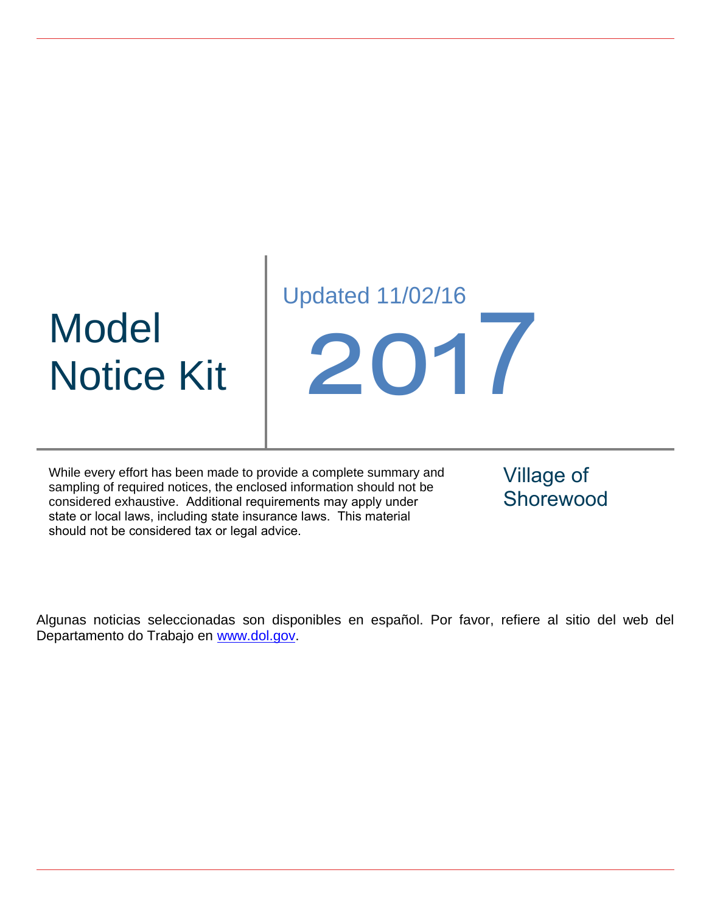# Model Notice Kit

Updated 11/02/16

# 2017

While every effort has been made to provide a complete summary and sampling of required notices, the enclosed information should not be considered exhaustive. Additional requirements may apply under state or local laws, including state insurance laws. This material should not be considered tax or legal advice.

Village of Shorewood

Algunas noticias seleccionadas son disponibles en español. Por favor, refiere al sitio del web del Departamento do Trabajo en [www.dol.gov](http://www.dol.gov).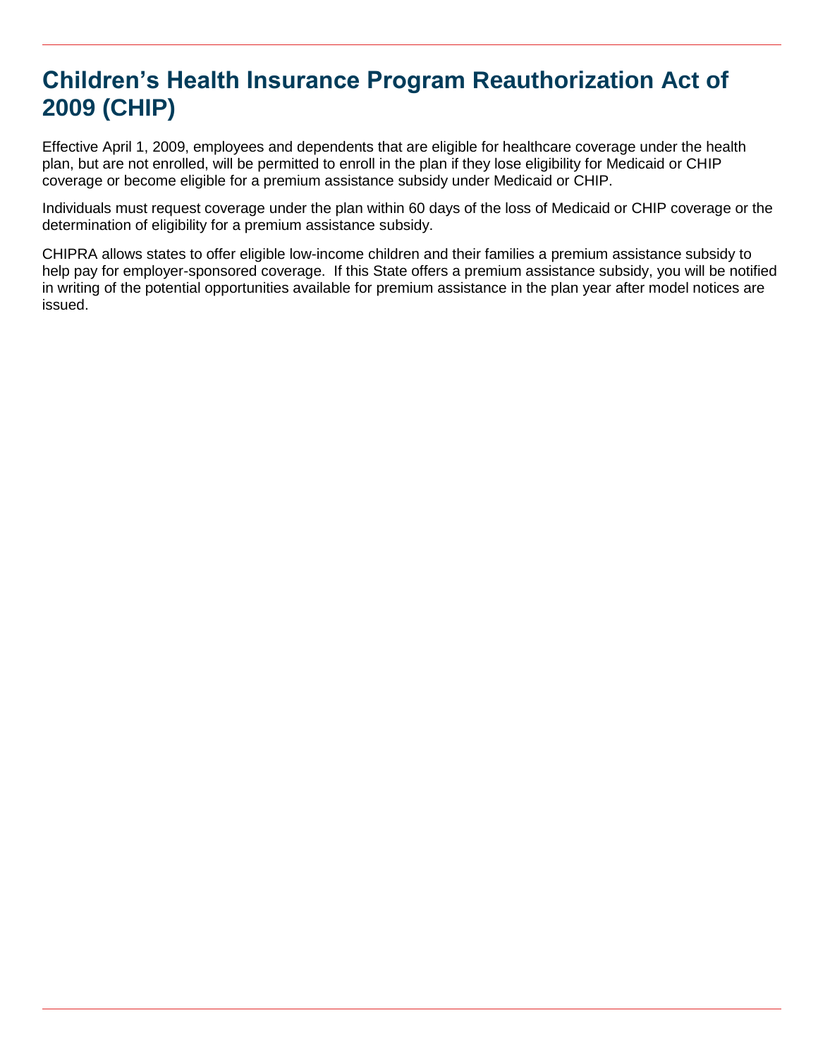# Children's Health Insurance Program Reauthorization Act of 2009 (CHIP)

Effective April 1, 2009, employees and dependents that are eligible for healthcare coverage under the health plan, but are not enrolled, will be permitted to enroll in the plan if they lose eligibility for Medicaid or CHIP coverage or become eligible for a premium assistance subsidy under Medicaid or CHIP.

Individuals must request coverage under the plan within 60 days of the loss of Medicaid or CHIP coverage or the determination of eligibility for a premium assistance subsidy.

CHIPRA allows states to offer eligible low-income children and their families a premium assistance subsidy to help pay for employer-sponsored coverage. If this State offers a premium assistance subsidy, you will be notified in writing of the potential opportunities available for premium assistance in the plan year after model notices are issued.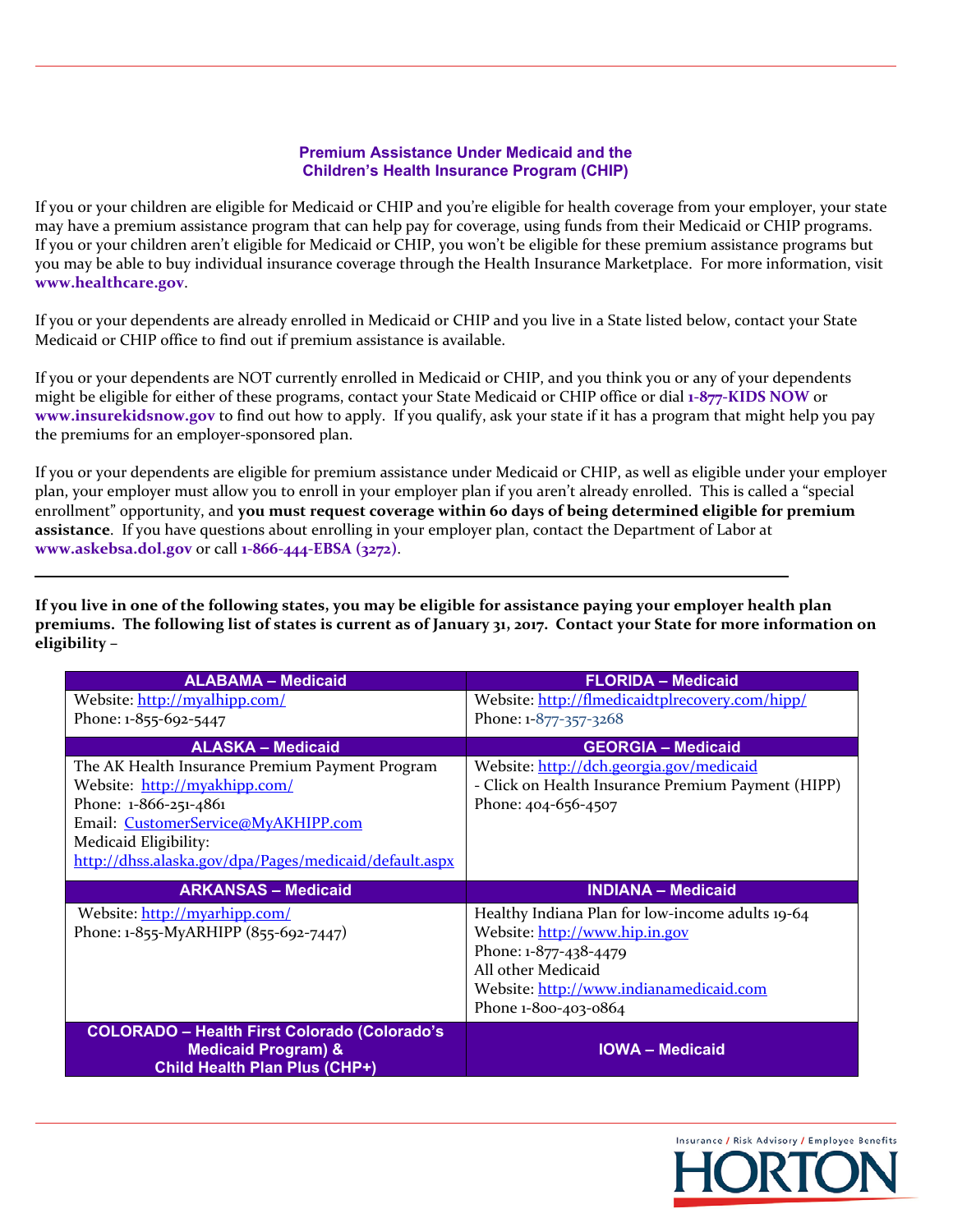## Premium Assistance Under Medicaid and the Children's Health Insurance Program (CHIP)

If you or your children are eligible for Medicaid or CHIP and you're eligible for health coverage from your employer, your state may have a premium assistance program that can help pay for coverage, using funds from their Medicaid or CHIP programs. If you or your children aren't eligible for Medicaid or CHIP, you won't be eligible for these premium assistance programs but you may be able to buy individual insurance coverage through the Health Insurance Marketplace. For more information, visit **www.healthcare.gov**.

If you or your dependents are already enrolled in Medicaid or CHIP and you live in a State listed below, contact your State Medicaid or CHIP office to find out if premium assistance is available.

If you or your dependents are NOT currently enrolled in Medicaid or CHIP, and you think you or any of your dependents might be eligible for either of these programs, contact your State Medicaid or CHIP office or dial **1-877-KIDS NOW** or **www.insurekidsnow.gov** to find out how to apply. If you qualify, ask your state if it has a program that might help you pay the premiums for an employer-sponsored plan.

If you or your dependents are eligible for premium assistance under Medicaid or CHIP, as well as eligible under your employer plan, your employer must allow you to enroll in your employer plan if you aren't already enrolled. This is called a "special enrollment" opportunity, and **you must request coverage within 60 days of being determined eligible for premium assistance**. If you have questions about enrolling in your employer plan, contact the Department of Labor at **www.askebsa.dol.gov** or call **1-866-444-EBSA (3272)**.

---

**If you live in one of the following states, you may be eligible for assistance paying your employer health plan premiums. The following list of states is current as of January 31, 2017. Contact your State for more information on eligibility –**

| ALABAMA – Medicaid | FLORIDA – Medicaid |
|---|---|
| Website: http://myalhipp.com/<br>Phone: 1-855-692-5447 | Website: http://flmedicaidtplrecovery.com/hipp/<br>Phone: 1-877-357-3268 |
| **ALASKA – Medicaid** | **GEORGIA – Medicaid** |
| The AK Health Insurance Premium Payment Program<br>Website: http://myakhipp.com/<br>Phone: 1-866-251-4861<br>Email: CustomerService@MyAKHIPP.com<br>Medicaid Eligibility:<br>http://dhss.alaska.gov/dpa/Pages/medicaid/default.aspx | Website: http://dch.georgia.gov/medicaid<br>- Click on Health Insurance Premium Payment (HIPP)<br>Phone: 404-656-4507 |
| **ARKANSAS – Medicaid** | **INDIANA – Medicaid** |
| Website: http://myarhipp.com/<br>Phone: 1-855-MyARHIPP (855-692-7447) | Healthy Indiana Plan for low-income adults 19-64<br>Website: http://www.hip.in.gov<br>Phone: 1-877-438-4479<br>All other Medicaid<br>Website: http://www.indianamedicaid.com<br>Phone 1-800-403-0864 |
| **COLORADO – Health First Colorado (Colorado's Medicaid Program) & Child Health Plan Plus (CHP+)** | **IOWA – Medicaid** |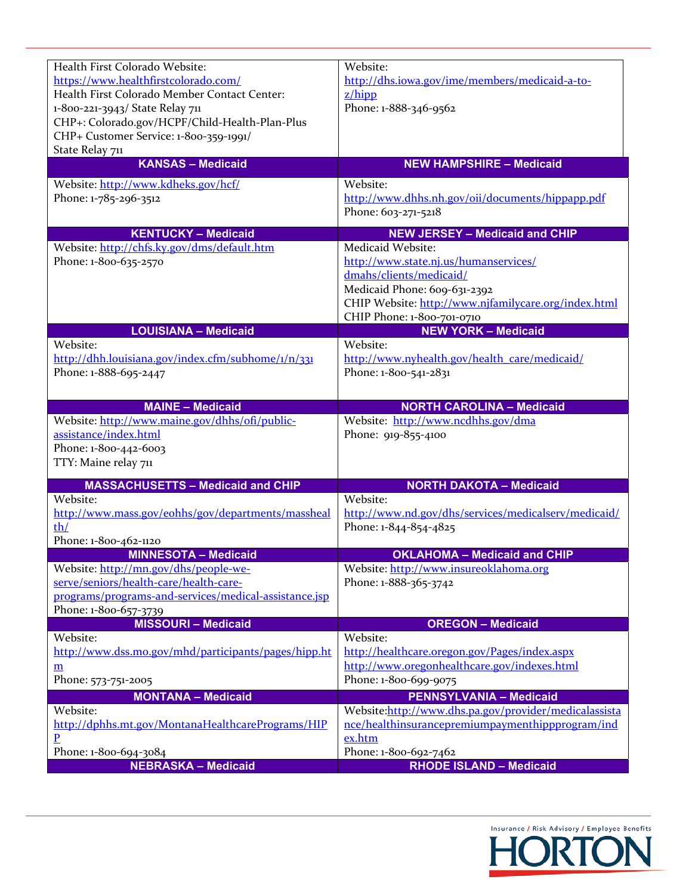| | |
|---|---|
| Health First Colorado Website: https://www.healthfirstcolorado.com/<br>Health First Colorado Member Contact Center: 1-800-221-3943/ State Relay 711<br>CHP+: Colorado.gov/HCPF/Child-Health-Plan-Plus<br>CHP+ Customer Service: 1-800-359-1991/ State Relay 711 | Website: http://dhs.iowa.gov/ime/members/medicaid-a-to-z/hipp<br>Phone: 1-888-346-9562 |
| **KANSAS – Medicaid** | **NEW HAMPSHIRE – Medicaid** |
| Website: http://www.kdheks.gov/hcf/<br>Phone: 1-785-296-3512 | Website: http://www.dhhs.nh.gov/oii/documents/hippapp.pdf<br>Phone: 603-271-5218 |
| **KENTUCKY – Medicaid** | **NEW JERSEY – Medicaid and CHIP** |
| Website: http://chfs.ky.gov/dms/default.htm<br>Phone: 1-800-635-2570 | Medicaid Website: http://www.state.nj.us/humanservices/dmahs/clients/medicaid/<br>Medicaid Phone: 609-631-2392<br>CHIP Website: http://www.njfamilycare.org/index.html<br>CHIP Phone: 1-800-701-0710 |
| **LOUISIANA – Medicaid** | **NEW YORK – Medicaid** |
| Website: http://dhh.louisiana.gov/index.cfm/subhome/1/n/331<br>Phone: 1-888-695-2447 | Website: http://www.nyhealth.gov/health_care/medicaid/<br>Phone: 1-800-541-2831 |
| **MAINE – Medicaid** | **NORTH CAROLINA – Medicaid** |
| Website: http://www.maine.gov/dhhs/ofi/public-assistance/index.html<br>Phone: 1-800-442-6003<br>TTY: Maine relay 711 | Website: http://www.ncdhhs.gov/dma<br>Phone: 919-855-4100 |
| **MASSACHUSETTS – Medicaid and CHIP** | **NORTH DAKOTA – Medicaid** |
| Website: http://www.mass.gov/eohhs/gov/departments/masshealth/<br>Phone: 1-800-462-1120 | Website: http://www.nd.gov/dhs/services/medicalserv/medicaid/<br>Phone: 1-844-854-4825 |
| **MINNESOTA – Medicaid** | **OKLAHOMA – Medicaid and CHIP** |
| Website: http://mn.gov/dhs/people-we-serve/seniors/health-care/health-care-programs/programs-and-services/medical-assistance.jsp<br>Phone: 1-800-657-3739 | Website: http://www.insureoklahoma.org<br>Phone: 1-888-365-3742 |
| **MISSOURI – Medicaid** | **OREGON – Medicaid** |
| Website: http://www.dss.mo.gov/mhd/participants/pages/hipp.htm<br>Phone: 573-751-2005 | Website: http://healthcare.oregon.gov/Pages/index.aspx<br>http://www.oregonhealthcare.gov/indexes.html<br>Phone: 1-800-699-9075 |
| **MONTANA – Medicaid** | **PENNSYLVANIA – Medicaid** |
| Website: http://dphhs.mt.gov/MontanaHealthcarePrograms/HIPP<br>Phone: 1-800-694-3084 | Website: http://www.dhs.pa.gov/provider/medicalassistance/healthinsurancepremiumpaymenthippprogram/index.htm<br>Phone: 1-800-692-7462 |
| **NEBRASKA – Medicaid** | **RHODE ISLAND – Medicaid** |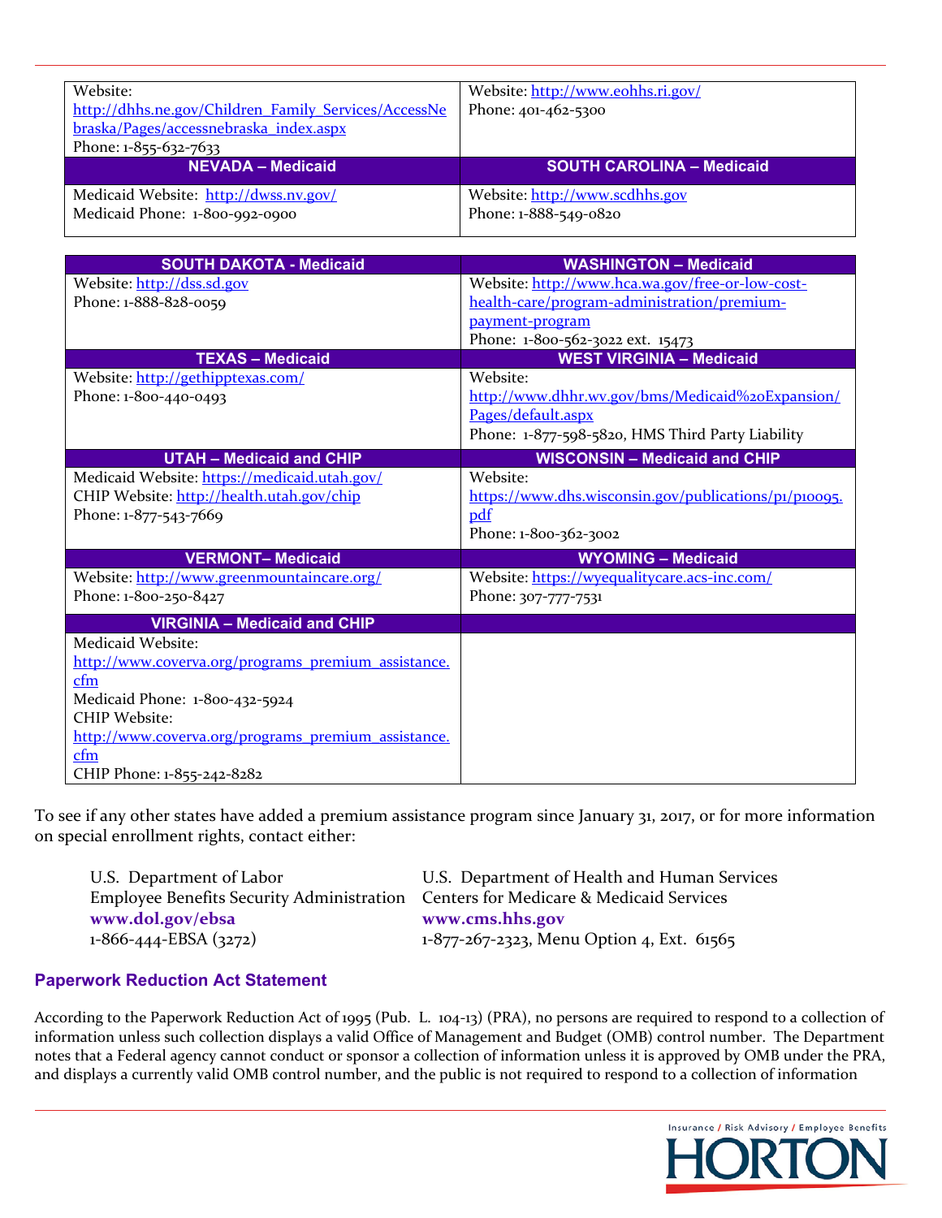| | |
|---|---|
| Website: http://dhhs.ne.gov/Children_Family_Services/AccessNebraska/Pages/accessnebraska_index.aspx<br>Phone: 1-855-632-7633 | Website: http://www.eohhs.ri.gov/<br>Phone: 401-462-5300 |
| **NEVADA – Medicaid** | **SOUTH CAROLINA – Medicaid** |
| Medicaid Website: http://dwss.nv.gov/<br>Medicaid Phone: 1-800-992-0900 | Website: http://www.scdhhs.gov<br>Phone: 1-888-549-0820 |

| SOUTH DAKOTA - Medicaid | WASHINGTON – Medicaid |
|---|---|
| Website: http://dss.sd.gov<br>Phone: 1-888-828-0059 | Website: http://www.hca.wa.gov/free-or-low-cost-health-care/program-administration/premium-payment-program<br>Phone: 1-800-562-3022 ext. 15473 |
| **TEXAS – Medicaid** | **WEST VIRGINIA – Medicaid** |
| Website: http://gethipptexas.com/<br>Phone: 1-800-440-0493 | Website: http://www.dhhr.wv.gov/bms/Medicaid%20Expansion/Pages/default.aspx<br>Phone: 1-877-598-5820, HMS Third Party Liability |
| **UTAH – Medicaid and CHIP** | **WISCONSIN – Medicaid and CHIP** |
| Medicaid Website: https://medicaid.utah.gov/<br>CHIP Website: http://health.utah.gov/chip<br>Phone: 1-877-543-7669 | Website: https://www.dhs.wisconsin.gov/publications/p1/p10095.pdf<br>Phone: 1-800-362-3002 |
| **VERMONT– Medicaid** | **WYOMING – Medicaid** |
| Website: http://www.greenmountaincare.org/<br>Phone: 1-800-250-8427 | Website: https://wyequalitycare.acs-inc.com/<br>Phone: 307-777-7531 |
| **VIRGINIA – Medicaid and CHIP** | |
| Medicaid Website: http://www.coverva.org/programs_premium_assistance.cfm<br>Medicaid Phone: 1-800-432-5924<br>CHIP Website: http://www.coverva.org/programs_premium_assistance.cfm<br>CHIP Phone: 1-855-242-8282 | |

To see if any other states have added a premium assistance program since January 31, 2017, or for more information on special enrollment rights, contact either:

U.S. Department of Labor
Employee Benefits Security Administration
**www.dol.gov/ebsa**
1-866-444-EBSA (3272)

U.S. Department of Health and Human Services
Centers for Medicare & Medicaid Services
**www.cms.hhs.gov**
1-877-267-2323, Menu Option 4, Ext. 61565

### Paperwork Reduction Act Statement

According to the Paperwork Reduction Act of 1995 (Pub. L. 104-13) (PRA), no persons are required to respond to a collection of information unless such collection displays a valid Office of Management and Budget (OMB) control number. The Department notes that a Federal agency cannot conduct or sponsor a collection of information unless it is approved by OMB under the PRA, and displays a currently valid OMB control number, and the public is not required to respond to a collection of information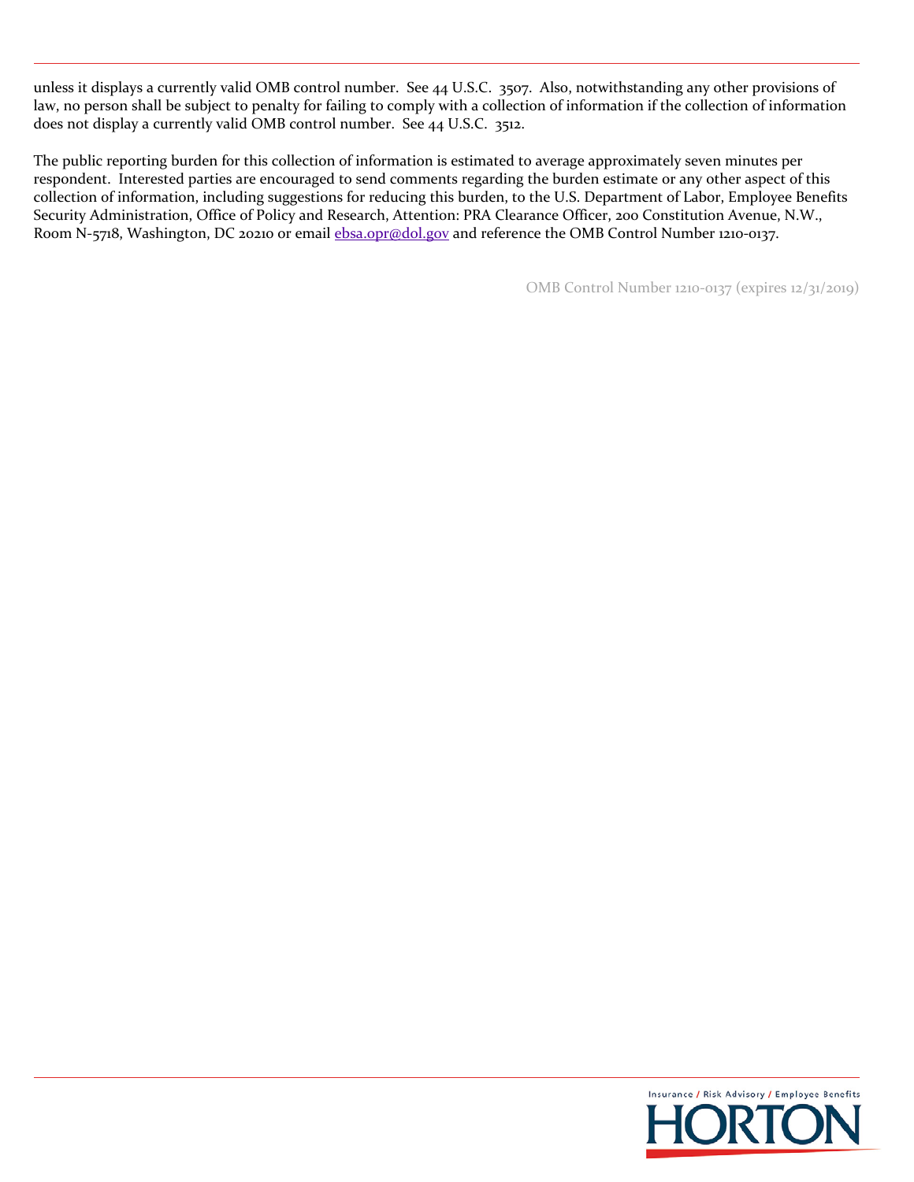unless it displays a currently valid OMB control number. See 44 U.S.C. 3507. Also, notwithstanding any other provisions of law, no person shall be subject to penalty for failing to comply with a collection of information if the collection of information does not display a currently valid OMB control number. See 44 U.S.C. 3512.

The public reporting burden for this collection of information is estimated to average approximately seven minutes per respondent. Interested parties are encouraged to send comments regarding the burden estimate or any other aspect of this collection of information, including suggestions for reducing this burden, to the U.S. Department of Labor, Employee Benefits Security Administration, Office of Policy and Research, Attention: PRA Clearance Officer, 200 Constitution Avenue, N.W., Room N-5718, Washington, DC 20210 or email ebsa.opr@dol.gov and reference the OMB Control Number 1210-0137.

OMB Control Number 1210-0137 (expires 12/31/2019)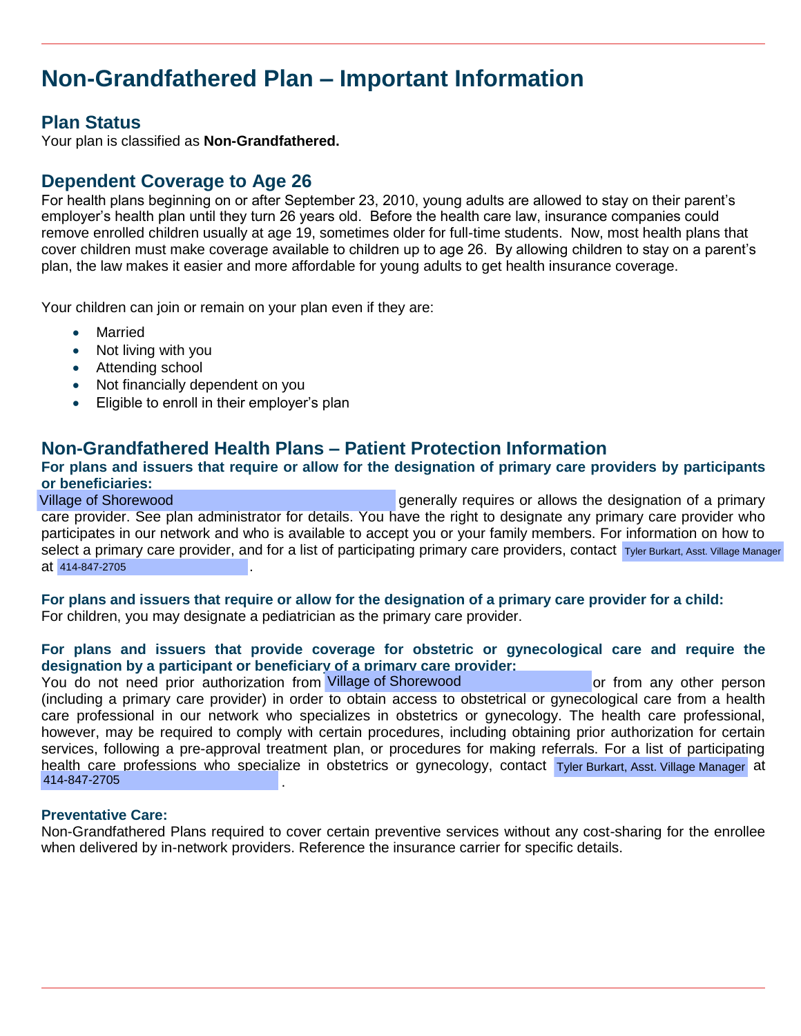# Non-Grandfathered Plan – Important Information

## Plan Status

Your plan is classified as **Non-Grandfathered.**

## Dependent Coverage to Age 26

For health plans beginning on or after September 23, 2010, young adults are allowed to stay on their parent's employer's health plan until they turn 26 years old. Before the health care law, insurance companies could remove enrolled children usually at age 19, sometimes older for full-time students. Now, most health plans that cover children must make coverage available to children up to age 26. By allowing children to stay on a parent's plan, the law makes it easier and more affordable for young adults to get health insurance coverage.

Your children can join or remain on your plan even if they are:

- Married
- Not living with you
- Attending school
- Not financially dependent on you
- Eligible to enroll in their employer's plan

## Non-Grandfathered Health Plans – Patient Protection Information

**For plans and issuers that require or allow for the designation of primary care providers by participants or beneficiaries:**

Village of Shorewood generally requires or allows the designation of a primary care provider. See plan administrator for details. You have the right to designate any primary care provider who participates in our network and who is available to accept you or your family members. For information on how to select a primary care provider, and for a list of participating primary care providers, contact Tyler Burkart, Asst. Village Manager at 414-847-2705 .

**For plans and issuers that require or allow for the designation of a primary care provider for a child:**

For children, you may designate a pediatrician as the primary care provider.

**For plans and issuers that provide coverage for obstetric or gynecological care and require the designation by a participant or beneficiary of a primary care provider:**

You do not need prior authorization from Village of Shorewood or from any other person (including a primary care provider) in order to obtain access to obstetrical or gynecological care from a health care professional in our network who specializes in obstetrics or gynecology. The health care professional, however, may be required to comply with certain procedures, including obtaining prior authorization for certain services, following a pre-approval treatment plan, or procedures for making referrals. For a list of participating health care professions who specialize in obstetrics or gynecology, contact Tyler Burkart, Asst. Village Manager at 414-847-2705 .

**Preventative Care:**

Non-Grandfathered Plans required to cover certain preventive services without any cost-sharing for the enrollee when delivered by in-network providers. Reference the insurance carrier for specific details.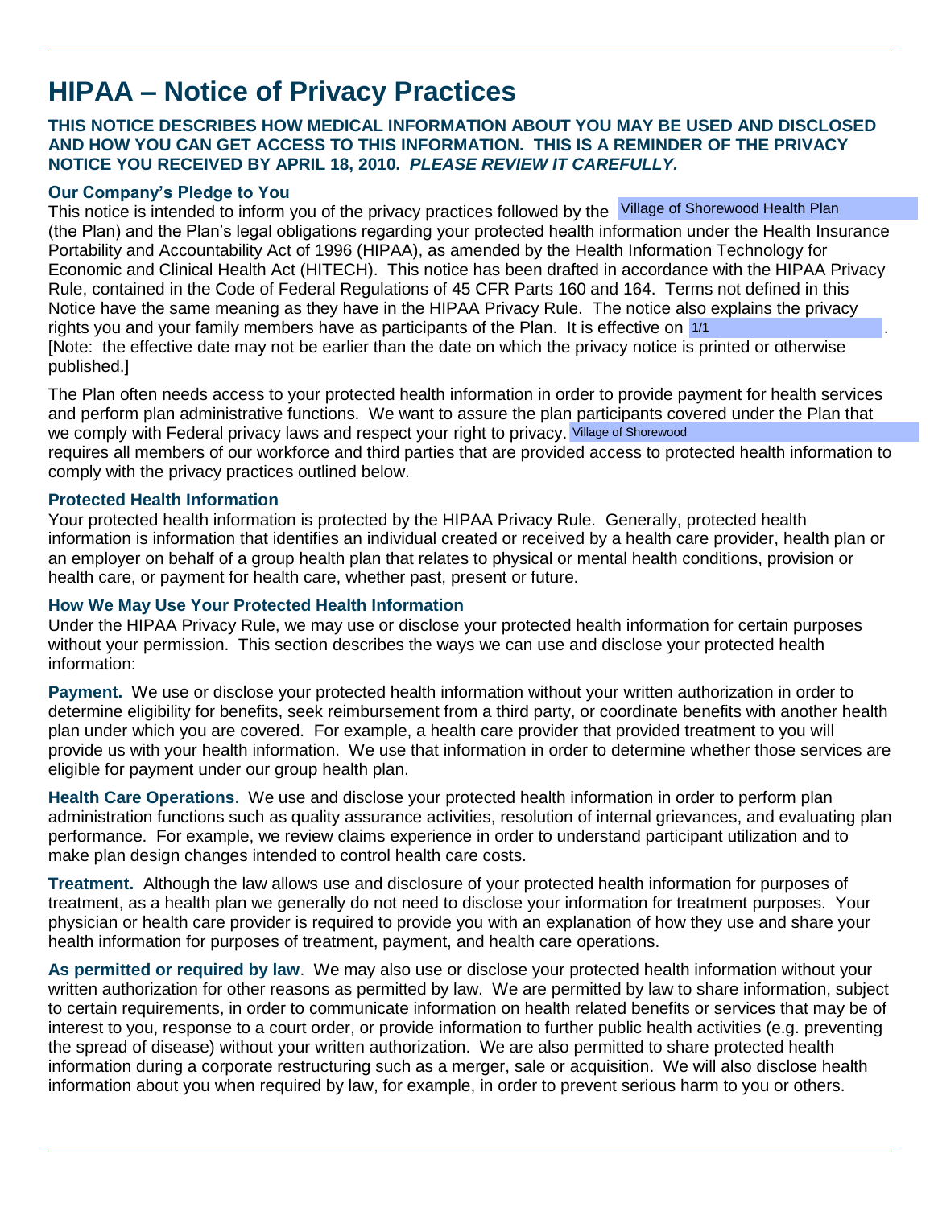# HIPAA – Notice of Privacy Practices

**THIS NOTICE DESCRIBES HOW MEDICAL INFORMATION ABOUT YOU MAY BE USED AND DISCLOSED AND HOW YOU CAN GET ACCESS TO THIS INFORMATION. THIS IS A REMINDER OF THE PRIVACY NOTICE YOU RECEIVED BY APRIL 18, 2010. *PLEASE REVIEW IT CAREFULLY.***

### Our Company's Pledge to You

This notice is intended to inform you of the privacy practices followed by the Village of Shorewood Health Plan (the Plan) and the Plan's legal obligations regarding your protected health information under the Health Insurance Portability and Accountability Act of 1996 (HIPAA), as amended by the Health Information Technology for Economic and Clinical Health Act (HITECH). This notice has been drafted in accordance with the HIPAA Privacy Rule, contained in the Code of Federal Regulations of 45 CFR Parts 160 and 164. Terms not defined in this Notice have the same meaning as they have in the HIPAA Privacy Rule. The notice also explains the privacy rights you and your family members have as participants of the Plan. It is effective on 1/1 . [Note: the effective date may not be earlier than the date on which the privacy notice is printed or otherwise published.]

The Plan often needs access to your protected health information in order to provide payment for health services and perform plan administrative functions. We want to assure the plan participants covered under the Plan that we comply with Federal privacy laws and respect your right to privacy. Village of Shorewood requires all members of our workforce and third parties that are provided access to protected health information to comply with the privacy practices outlined below.

### Protected Health Information

Your protected health information is protected by the HIPAA Privacy Rule. Generally, protected health information is information that identifies an individual created or received by a health care provider, health plan or an employer on behalf of a group health plan that relates to physical or mental health conditions, provision or health care, or payment for health care, whether past, present or future.

### How We May Use Your Protected Health Information

Under the HIPAA Privacy Rule, we may use or disclose your protected health information for certain purposes without your permission. This section describes the ways we can use and disclose your protected health information:

**Payment.** We use or disclose your protected health information without your written authorization in order to determine eligibility for benefits, seek reimbursement from a third party, or coordinate benefits with another health plan under which you are covered. For example, a health care provider that provided treatment to you will provide us with your health information. We use that information in order to determine whether those services are eligible for payment under our group health plan.

**Health Care Operations**. We use and disclose your protected health information in order to perform plan administration functions such as quality assurance activities, resolution of internal grievances, and evaluating plan performance. For example, we review claims experience in order to understand participant utilization and to make plan design changes intended to control health care costs.

**Treatment.** Although the law allows use and disclosure of your protected health information for purposes of treatment, as a health plan we generally do not need to disclose your information for treatment purposes. Your physician or health care provider is required to provide you with an explanation of how they use and share your health information for purposes of treatment, payment, and health care operations.

**As permitted or required by law**. We may also use or disclose your protected health information without your written authorization for other reasons as permitted by law. We are permitted by law to share information, subject to certain requirements, in order to communicate information on health related benefits or services that may be of interest to you, response to a court order, or provide information to further public health activities (e.g. preventing the spread of disease) without your written authorization. We are also permitted to share protected health information during a corporate restructuring such as a merger, sale or acquisition. We will also disclose health information about you when required by law, for example, in order to prevent serious harm to you or others.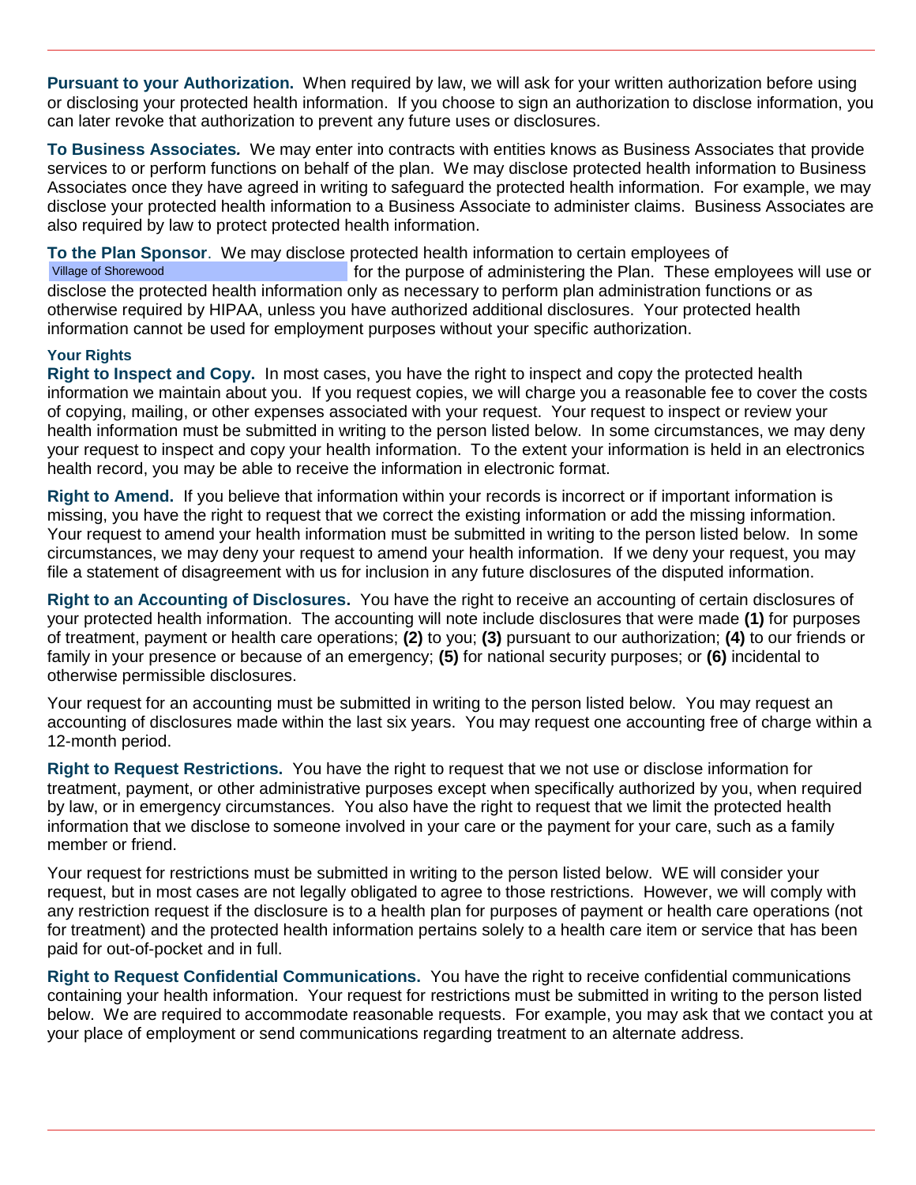**Pursuant to your Authorization.** When required by law, we will ask for your written authorization before using or disclosing your protected health information. If you choose to sign an authorization to disclose information, you can later revoke that authorization to prevent any future uses or disclosures.

**To Business Associates.** We may enter into contracts with entities knows as Business Associates that provide services to or perform functions on behalf of the plan. We may disclose protected health information to Business Associates once they have agreed in writing to safeguard the protected health information. For example, we may disclose your protected health information to a Business Associate to administer claims. Business Associates are also required by law to protect protected health information.

**To the Plan Sponsor**. We may disclose protected health information to certain employees of Village of Shorewood for the purpose of administering the Plan. These employees will use or disclose the protected health information only as necessary to perform plan administration functions or as otherwise required by HIPAA, unless you have authorized additional disclosures. Your protected health information cannot be used for employment purposes without your specific authorization.

**Your Rights**

**Right to Inspect and Copy.** In most cases, you have the right to inspect and copy the protected health information we maintain about you. If you request copies, we will charge you a reasonable fee to cover the costs of copying, mailing, or other expenses associated with your request. Your request to inspect or review your health information must be submitted in writing to the person listed below. In some circumstances, we may deny your request to inspect and copy your health information. To the extent your information is held in an electronics health record, you may be able to receive the information in electronic format.

**Right to Amend.** If you believe that information within your records is incorrect or if important information is missing, you have the right to request that we correct the existing information or add the missing information. Your request to amend your health information must be submitted in writing to the person listed below. In some circumstances, we may deny your request to amend your health information. If we deny your request, you may file a statement of disagreement with us for inclusion in any future disclosures of the disputed information.

**Right to an Accounting of Disclosures.** You have the right to receive an accounting of certain disclosures of your protected health information. The accounting will note include disclosures that were made **(1)** for purposes of treatment, payment or health care operations; **(2)** to you; **(3)** pursuant to our authorization; **(4)** to our friends or family in your presence or because of an emergency; **(5)** for national security purposes; or **(6)** incidental to otherwise permissible disclosures.

Your request for an accounting must be submitted in writing to the person listed below. You may request an accounting of disclosures made within the last six years. You may request one accounting free of charge within a 12-month period.

**Right to Request Restrictions.** You have the right to request that we not use or disclose information for treatment, payment, or other administrative purposes except when specifically authorized by you, when required by law, or in emergency circumstances. You also have the right to request that we limit the protected health information that we disclose to someone involved in your care or the payment for your care, such as a family member or friend.

Your request for restrictions must be submitted in writing to the person listed below. WE will consider your request, but in most cases are not legally obligated to agree to those restrictions. However, we will comply with any restriction request if the disclosure is to a health plan for purposes of payment or health care operations (not for treatment) and the protected health information pertains solely to a health care item or service that has been paid for out-of-pocket and in full.

**Right to Request Confidential Communications.** You have the right to receive confidential communications containing your health information. Your request for restrictions must be submitted in writing to the person listed below. We are required to accommodate reasonable requests. For example, you may ask that we contact you at your place of employment or send communications regarding treatment to an alternate address.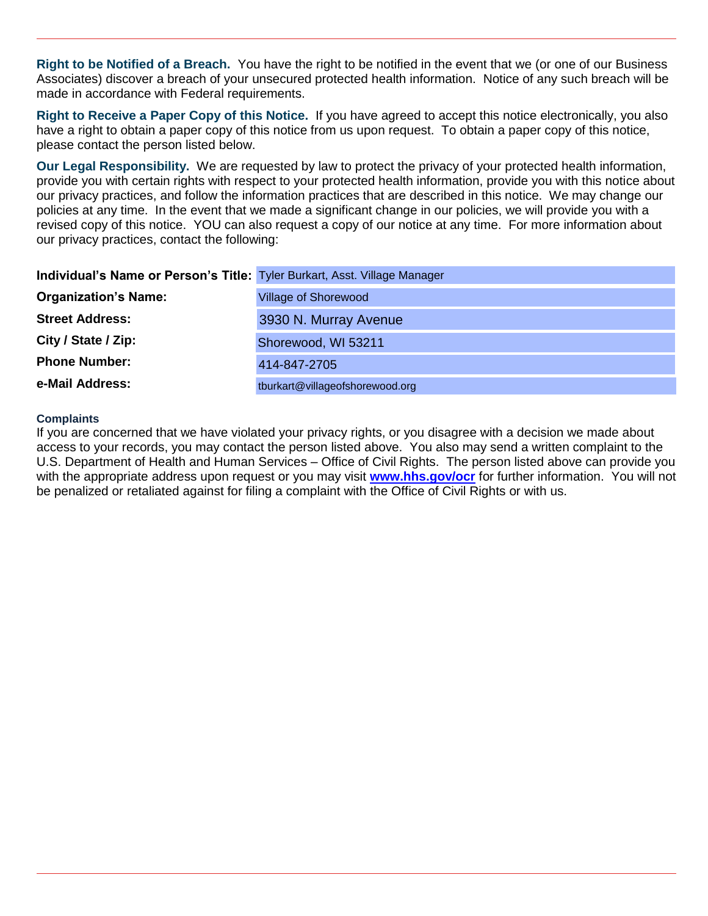**Right to be Notified of a Breach.** You have the right to be notified in the event that we (or one of our Business Associates) discover a breach of your unsecured protected health information. Notice of any such breach will be made in accordance with Federal requirements.

**Right to Receive a Paper Copy of this Notice.** If you have agreed to accept this notice electronically, you also have a right to obtain a paper copy of this notice from us upon request. To obtain a paper copy of this notice, please contact the person listed below.

**Our Legal Responsibility.** We are requested by law to protect the privacy of your protected health information, provide you with certain rights with respect to your protected health information, provide you with this notice about our privacy practices, and follow the information practices that are described in this notice. We may change our policies at any time. In the event that we made a significant change in our policies, we will provide you with a revised copy of this notice. YOU can also request a copy of our notice at any time. For more information about our privacy practices, contact the following:

| | |
|---|---|
| **Individual's Name or Person's Title:** | Tyler Burkart, Asst. Village Manager |
| **Organization's Name:** | Village of Shorewood |
| **Street Address:** | 3930 N. Murray Avenue |
| **City / State / Zip:** | Shorewood, WI 53211 |
| **Phone Number:** | 414-847-2705 |
| **e-Mail Address:** | tburkart@villageofshorewood.org |

**Complaints**

If you are concerned that we have violated your privacy rights, or you disagree with a decision we made about access to your records, you may contact the person listed above. You also may send a written complaint to the U.S. Department of Health and Human Services – Office of Civil Rights. The person listed above can provide you with the appropriate address upon request or you may visit **www.hhs.gov/ocr** for further information. You will not be penalized or retaliated against for filing a complaint with the Office of Civil Rights or with us.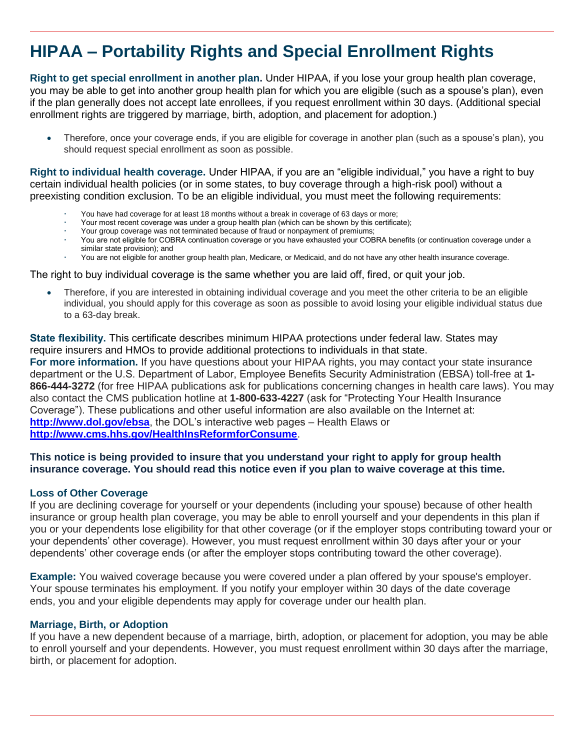# HIPAA – Portability Rights and Special Enrollment Rights

**Right to get special enrollment in another plan.** Under HIPAA, if you lose your group health plan coverage, you may be able to get into another group health plan for which you are eligible (such as a spouse's plan), even if the plan generally does not accept late enrollees, if you request enrollment within 30 days. (Additional special enrollment rights are triggered by marriage, birth, adoption, and placement for adoption.)

- Therefore, once your coverage ends, if you are eligible for coverage in another plan (such as a spouse's plan), you should request special enrollment as soon as possible.

**Right to individual health coverage.** Under HIPAA, if you are an "eligible individual," you have a right to buy certain individual health policies (or in some states, to buy coverage through a high-risk pool) without a preexisting condition exclusion. To be an eligible individual, you must meet the following requirements:

- You have had coverage for at least 18 months without a break in coverage of 63 days or more;
- Your most recent coverage was under a group health plan (which can be shown by this certificate);
- Your group coverage was not terminated because of fraud or nonpayment of premiums;
- You are not eligible for COBRA continuation coverage or you have exhausted your COBRA benefits (or continuation coverage under a similar state provision); and
- You are not eligible for another group health plan, Medicare, or Medicaid, and do not have any other health insurance coverage.

The right to buy individual coverage is the same whether you are laid off, fired, or quit your job.

- Therefore, if you are interested in obtaining individual coverage and you meet the other criteria to be an eligible individual, you should apply for this coverage as soon as possible to avoid losing your eligible individual status due to a 63-day break.

**State flexibility.** This certificate describes minimum HIPAA protections under federal law. States may require insurers and HMOs to provide additional protections to individuals in that state.
**For more information.** If you have questions about your HIPAA rights, you may contact your state insurance department or the U.S. Department of Labor, Employee Benefits Security Administration (EBSA) toll-free at **1-866-444-3272** (for free HIPAA publications ask for publications concerning changes in health care laws). You may also contact the CMS publication hotline at **1-800-633-4227** (ask for "Protecting Your Health Insurance Coverage"). These publications and other useful information are also available on the Internet at: **http://www.dol.gov/ebsa**, the DOL's interactive web pages – Health Elaws or **http://www.cms.hhs.gov/HealthInsReformforConsume**.

**This notice is being provided to insure that you understand your right to apply for group health insurance coverage. You should read this notice even if you plan to waive coverage at this time.**

### Loss of Other Coverage

If you are declining coverage for yourself or your dependents (including your spouse) because of other health insurance or group health plan coverage, you may be able to enroll yourself and your dependents in this plan if you or your dependents lose eligibility for that other coverage (or if the employer stops contributing toward your or your dependents' other coverage). However, you must request enrollment within 30 days after your or your dependents' other coverage ends (or after the employer stops contributing toward the other coverage).

**Example:** You waived coverage because you were covered under a plan offered by your spouse's employer. Your spouse terminates his employment. If you notify your employer within 30 days of the date coverage ends, you and your eligible dependents may apply for coverage under our health plan.

### Marriage, Birth, or Adoption

If you have a new dependent because of a marriage, birth, adoption, or placement for adoption, you may be able to enroll yourself and your dependents. However, you must request enrollment within 30 days after the marriage, birth, or placement for adoption.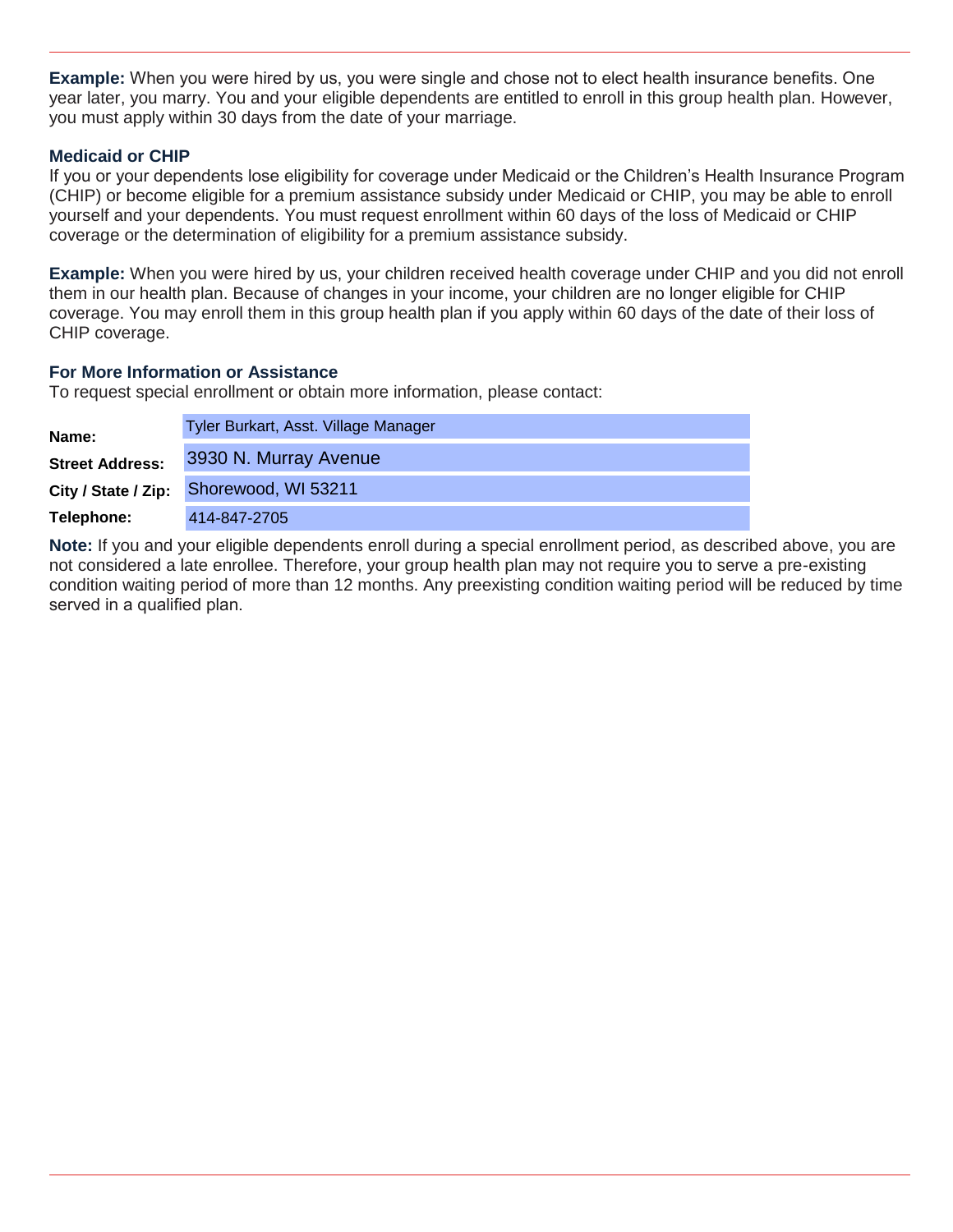**Example:** When you were hired by us, you were single and chose not to elect health insurance benefits. One year later, you marry. You and your eligible dependents are entitled to enroll in this group health plan. However, you must apply within 30 days from the date of your marriage.

### Medicaid or CHIP

If you or your dependents lose eligibility for coverage under Medicaid or the Children's Health Insurance Program (CHIP) or become eligible for a premium assistance subsidy under Medicaid or CHIP, you may be able to enroll yourself and your dependents. You must request enrollment within 60 days of the loss of Medicaid or CHIP coverage or the determination of eligibility for a premium assistance subsidy.

**Example:** When you were hired by us, your children received health coverage under CHIP and you did not enroll them in our health plan. Because of changes in your income, your children are no longer eligible for CHIP coverage. You may enroll them in this group health plan if you apply within 60 days of the date of their loss of CHIP coverage.

### For More Information or Assistance

To request special enrollment or obtain more information, please contact:

| | |
|---|---|
| **Name:** | Tyler Burkart, Asst. Village Manager |
| **Street Address:** | 3930 N. Murray Avenue |
| **City / State / Zip:** | Shorewood, WI 53211 |
| **Telephone:** | 414-847-2705 |

**Note:** If you and your eligible dependents enroll during a special enrollment period, as described above, you are not considered a late enrollee. Therefore, your group health plan may not require you to serve a pre-existing condition waiting period of more than 12 months. Any preexisting condition waiting period will be reduced by time served in a qualified plan.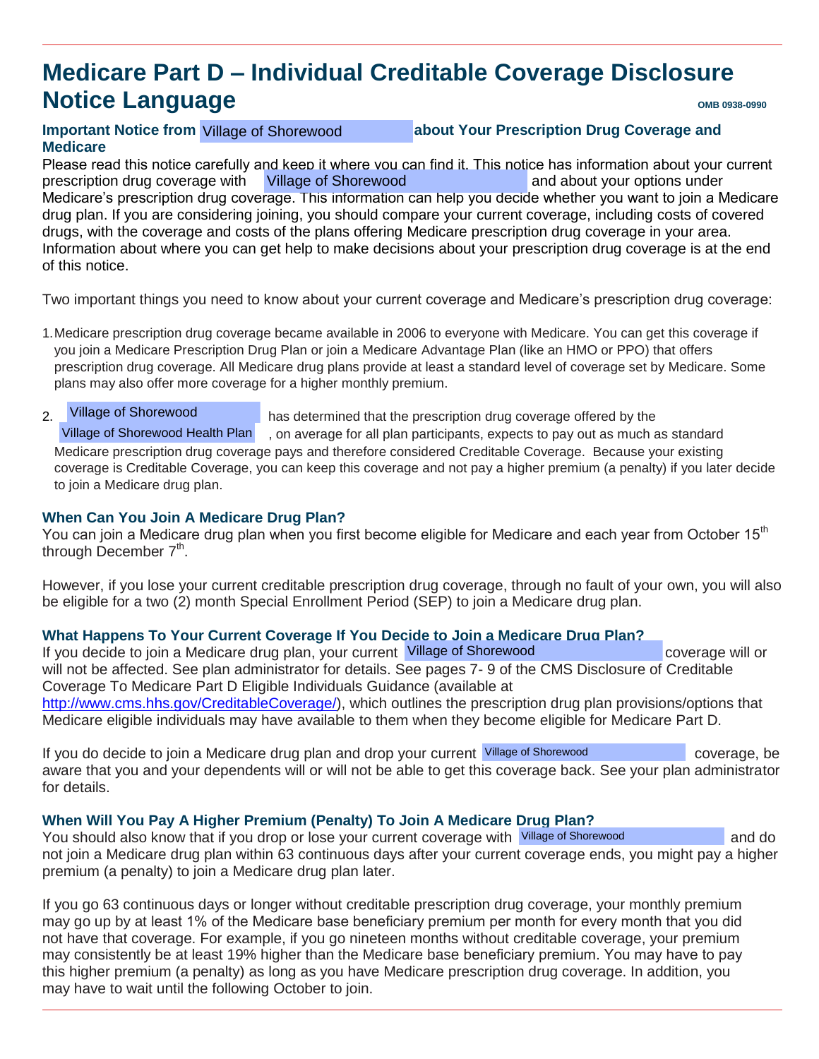# Medicare Part D – Individual Creditable Coverage Disclosure Notice Language

OMB 0938-0990

### Important Notice from Village of Shorewood about Your Prescription Drug Coverage and Medicare

Please read this notice carefully and keep it where you can find it. This notice has information about your current prescription drug coverage with Village of Shorewood and about your options under Medicare's prescription drug coverage. This information can help you decide whether you want to join a Medicare drug plan. If you are considering joining, you should compare your current coverage, including costs of covered drugs, with the coverage and costs of the plans offering Medicare prescription drug coverage in your area. Information about where you can get help to make decisions about your prescription drug coverage is at the end of this notice.

Two important things you need to know about your current coverage and Medicare's prescription drug coverage:

1. Medicare prescription drug coverage became available in 2006 to everyone with Medicare. You can get this coverage if you join a Medicare Prescription Drug Plan or join a Medicare Advantage Plan (like an HMO or PPO) that offers prescription drug coverage. All Medicare drug plans provide at least a standard level of coverage set by Medicare. Some plans may also offer more coverage for a higher monthly premium.

2. Village of Shorewood has determined that the prescription drug coverage offered by the Village of Shorewood Health Plan, on average for all plan participants, expects to pay out as much as standard Medicare prescription drug coverage pays and therefore considered Creditable Coverage. Because your existing coverage is Creditable Coverage, you can keep this coverage and not pay a higher premium (a penalty) if you later decide to join a Medicare drug plan.

### When Can You Join A Medicare Drug Plan?

You can join a Medicare drug plan when you first become eligible for Medicare and each year from October 15th through December 7th.

However, if you lose your current creditable prescription drug coverage, through no fault of your own, you will also be eligible for a two (2) month Special Enrollment Period (SEP) to join a Medicare drug plan.

### What Happens To Your Current Coverage If You Decide to Join a Medicare Drug Plan?

If you decide to join a Medicare drug plan, your current Village of Shorewood coverage will or will not be affected. See plan administrator for details. See pages 7- 9 of the CMS Disclosure of Creditable Coverage To Medicare Part D Eligible Individuals Guidance (available at http://www.cms.hhs.gov/CreditableCoverage/), which outlines the prescription drug plan provisions/options that Medicare eligible individuals may have available to them when they become eligible for Medicare Part D.

If you do decide to join a Medicare drug plan and drop your current Village of Shorewood coverage, be aware that you and your dependents will or will not be able to get this coverage back. See your plan administrator for details.

### When Will You Pay A Higher Premium (Penalty) To Join A Medicare Drug Plan?

You should also know that if you drop or lose your current coverage with Village of Shorewood and do not join a Medicare drug plan within 63 continuous days after your current coverage ends, you might pay a higher premium (a penalty) to join a Medicare drug plan later.

If you go 63 continuous days or longer without creditable prescription drug coverage, your monthly premium may go up by at least 1% of the Medicare base beneficiary premium per month for every month that you did not have that coverage. For example, if you go nineteen months without creditable coverage, your premium may consistently be at least 19% higher than the Medicare base beneficiary premium. You may have to pay this higher premium (a penalty) as long as you have Medicare prescription drug coverage. In addition, you may have to wait until the following October to join.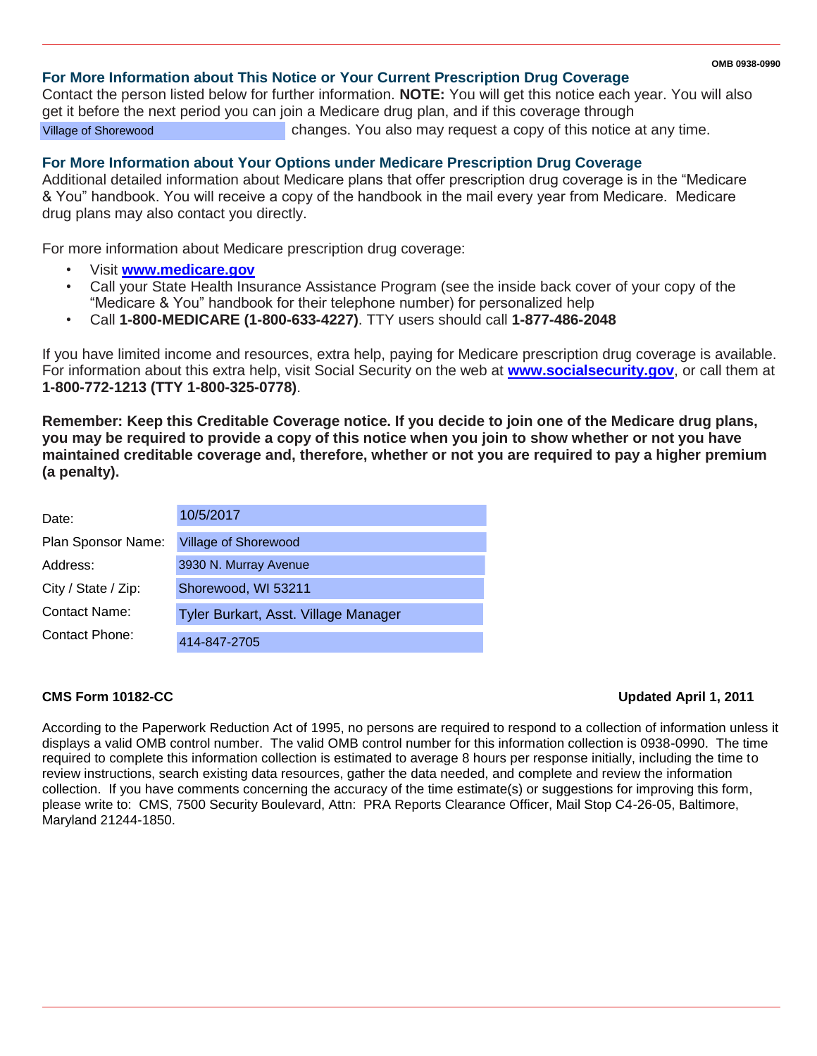OMB 0938-0990

## For More Information about This Notice or Your Current Prescription Drug Coverage

Contact the person listed below for further information. **NOTE:** You will get this notice each year. You will also get it before the next period you can join a Medicare drug plan, and if this coverage through Village of Shorewood changes. You also may request a copy of this notice at any time.

## For More Information about Your Options under Medicare Prescription Drug Coverage

Additional detailed information about Medicare plans that offer prescription drug coverage is in the "Medicare & You" handbook. You will receive a copy of the handbook in the mail every year from Medicare. Medicare drug plans may also contact you directly.

For more information about Medicare prescription drug coverage:

- Visit **www.medicare.gov**
- Call your State Health Insurance Assistance Program (see the inside back cover of your copy of the "Medicare & You" handbook for their telephone number) for personalized help
- Call **1-800-MEDICARE (1-800-633-4227)**. TTY users should call **1-877-486-2048**

If you have limited income and resources, extra help, paying for Medicare prescription drug coverage is available. For information about this extra help, visit Social Security on the web at **www.socialsecurity.gov**, or call them at **1-800-772-1213 (TTY 1-800-325-0778)**.

**Remember: Keep this Creditable Coverage notice. If you decide to join one of the Medicare drug plans, you may be required to provide a copy of this notice when you join to show whether or not you have maintained creditable coverage and, therefore, whether or not you are required to pay a higher premium (a penalty).**

| | |
|---|---|
| Date: | 10/5/2017 |
| Plan Sponsor Name: | Village of Shorewood |
| Address: | 3930 N. Murray Avenue |
| City / State / Zip: | Shorewood, WI 53211 |
| Contact Name: | Tyler Burkart, Asst. Village Manager |
| Contact Phone: | 414-847-2705 |

**CMS Form 10182-CC** **Updated April 1, 2011**

According to the Paperwork Reduction Act of 1995, no persons are required to respond to a collection of information unless it displays a valid OMB control number. The valid OMB control number for this information collection is 0938-0990. The time required to complete this information collection is estimated to average 8 hours per response initially, including the time to review instructions, search existing data resources, gather the data needed, and complete and review the information collection. If you have comments concerning the accuracy of the time estimate(s) or suggestions for improving this form, please write to: CMS, 7500 Security Boulevard, Attn: PRA Reports Clearance Officer, Mail Stop C4-26-05, Baltimore, Maryland 21244-1850.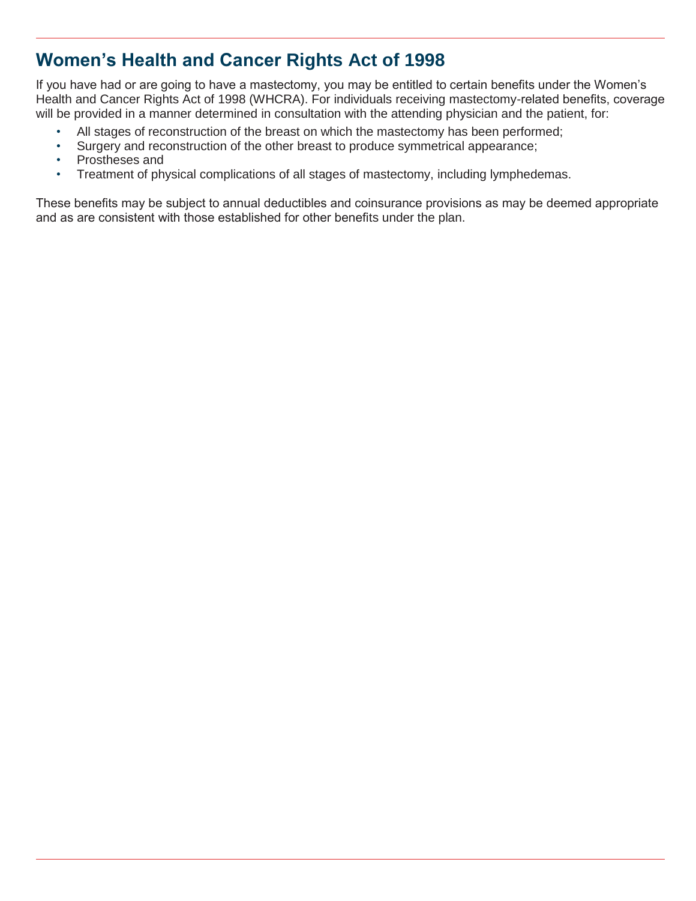## Women's Health and Cancer Rights Act of 1998

If you have had or are going to have a mastectomy, you may be entitled to certain benefits under the Women's Health and Cancer Rights Act of 1998 (WHCRA). For individuals receiving mastectomy-related benefits, coverage will be provided in a manner determined in consultation with the attending physician and the patient, for:

- All stages of reconstruction of the breast on which the mastectomy has been performed;
- Surgery and reconstruction of the other breast to produce symmetrical appearance;
- Prostheses and
- Treatment of physical complications of all stages of mastectomy, including lymphedemas.

These benefits may be subject to annual deductibles and coinsurance provisions as may be deemed appropriate and as are consistent with those established for other benefits under the plan.